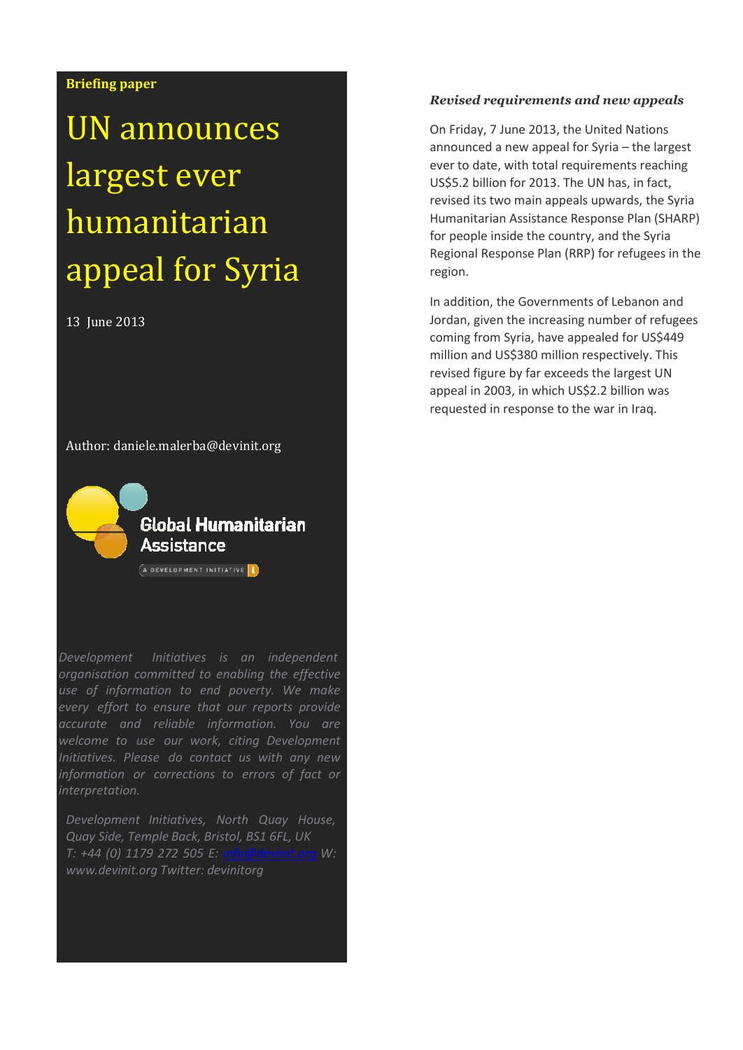**Briefing paper**

# UN announces largest ever humanitarian appeal for Syria

13 June 2013

Author: daniele.malerba@devinit.org

Global Humanitarian Assistance

A DEVELOPMENT INITIATIVE

*Development Initiatives is an independent organisation committed to enabling the effective use of information to end poverty. We make every effort to ensure that our reports provide accurate and reliable information. You are welcome to use our work, citing Development Initiatives. Please do contact us with any new information or corrections to errors of fact or interpretation.*

*Development Initiatives, North Quay House, Quay Side, Temple Back, Bristol, BS1 6FL, UK T: +44 (0) 1179 272 505 E: info@devinit.org W: www.devinit.org Twitter: devinitorg*

### *Revised requirements and new appeals*

On Friday, 7 June 2013, the United Nations announced a new appeal for Syria – the largest ever to date, with total requirements reaching US$5.2 billion for 2013. The UN has, in fact, revised its two main appeals upwards, the Syria Humanitarian Assistance Response Plan (SHARP) for people inside the country, and the Syria Regional Response Plan (RRP) for refugees in the region.

In addition, the Governments of Lebanon and Jordan, given the increasing number of refugees coming from Syria, have appealed for US$449 million and US$380 million respectively. This revised figure by far exceeds the largest UN appeal in 2003, in which US$2.2 billion was requested in response to the war in Iraq.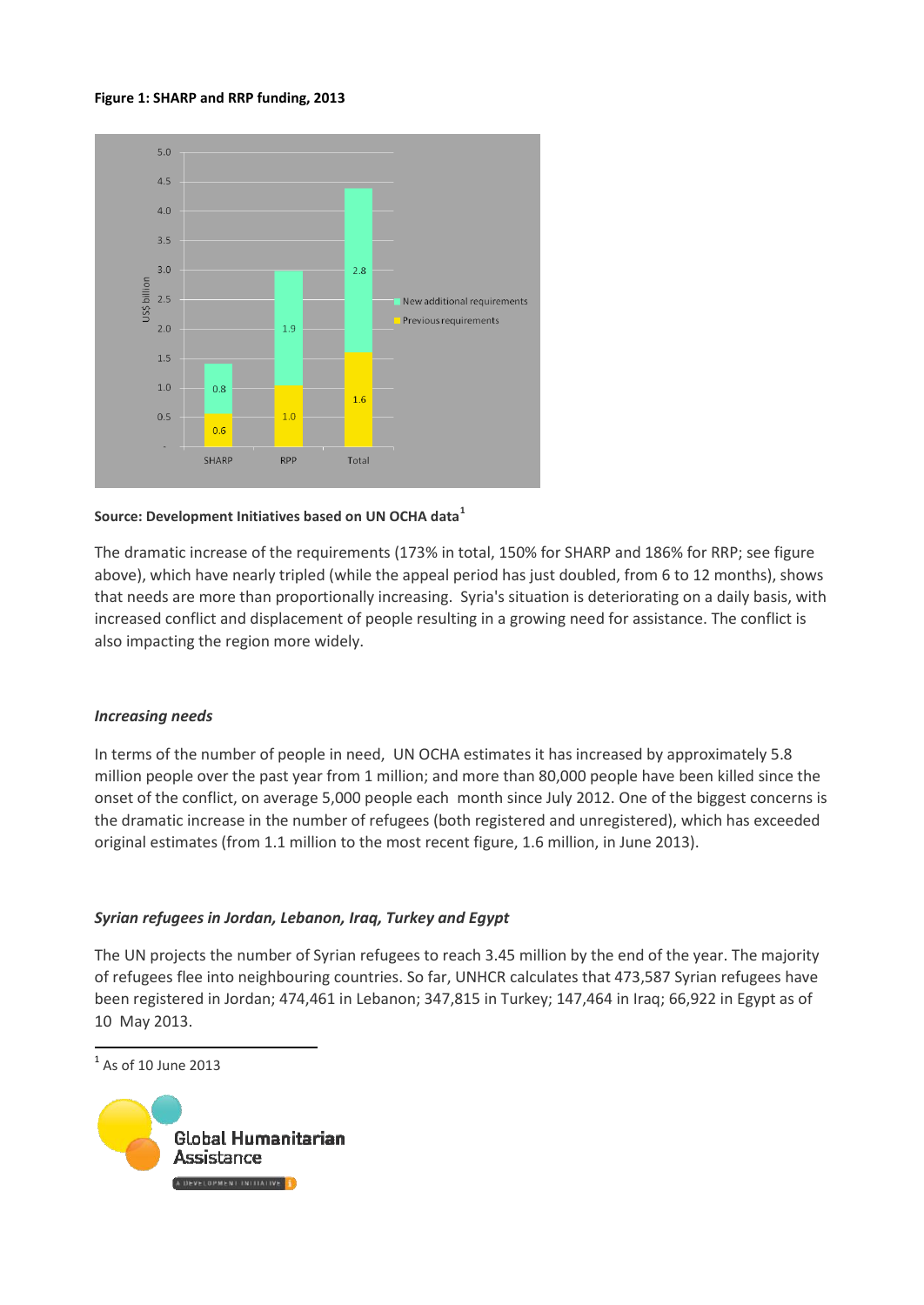**Figure 1: SHARP and RRP funding, 2013**

| | Previous requirements (US$ billion) | New additional requirements (US$ billion) |
|---|---|---|
| SHARP | 0.6 | 0.8 |
| RPP | 1.0 | 1.9 |
| Total | 1.6 | 2.8 |

**Source: Development Initiatives based on UN OCHA data**[1]

The dramatic increase of the requirements (173% in total, 150% for SHARP and 186% for RRP; see figure above), which have nearly tripled (while the appeal period has just doubled, from 6 to 12 months), shows that needs are more than proportionally increasing. Syria's situation is deteriorating on a daily basis, with increased conflict and displacement of people resulting in a growing need for assistance. The conflict is also impacting the region more widely.

### *Increasing needs*

In terms of the number of people in need, UN OCHA estimates it has increased by approximately 5.8 million people over the past year from 1 million; and more than 80,000 people have been killed since the onset of the conflict, on average 5,000 people each month since July 2012. One of the biggest concerns is the dramatic increase in the number of refugees (both registered and unregistered), which has exceeded original estimates (from 1.1 million to the most recent figure, 1.6 million, in June 2013).

### *Syrian refugees in Jordan, Lebanon, Iraq, Turkey and Egypt*

The UN projects the number of Syrian refugees to reach 3.45 million by the end of the year. The majority of refugees flee into neighbouring countries. So far, UNHCR calculates that 473,587 Syrian refugees have been registered in Jordan; 474,461 in Lebanon; 347,815 in Turkey; 147,464 in Iraq; 66,922 in Egypt as of 10 May 2013.

---

[1] As of 10 June 2013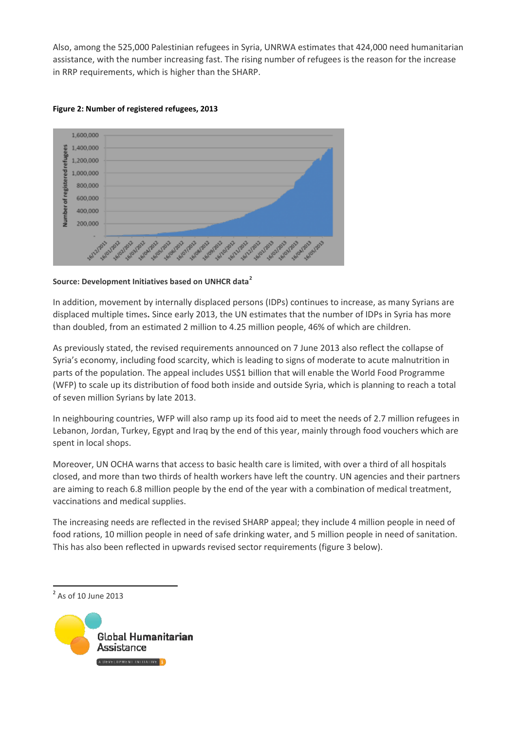Also, among the 525,000 Palestinian refugees in Syria, UNRWA estimates that 424,000 need humanitarian assistance, with the number increasing fast. The rising number of refugees is the reason for the increase in RRP requirements, which is higher than the SHARP.

**Figure 2: Number of registered refugees, 2013**

**Source: Development Initiatives based on UNHCR data[2]**

In addition, movement by internally displaced persons (IDPs) continues to increase, as many Syrians are displaced multiple times**.** Since early 2013, the UN estimates that the number of IDPs in Syria has more than doubled, from an estimated 2 million to 4.25 million people, 46% of which are children.

As previously stated, the revised requirements announced on 7 June 2013 also reflect the collapse of Syria's economy, including food scarcity, which is leading to signs of moderate to acute malnutrition in parts of the population. The appeal includes US$1 billion that will enable the World Food Programme (WFP) to scale up its distribution of food both inside and outside Syria, which is planning to reach a total of seven million Syrians by late 2013.

In neighbouring countries, WFP will also ramp up its food aid to meet the needs of 2.7 million refugees in Lebanon, Jordan, Turkey, Egypt and Iraq by the end of this year, mainly through food vouchers which are spent in local shops.

Moreover, UN OCHA warns that access to basic health care is limited, with over a third of all hospitals closed, and more than two thirds of health workers have left the country. UN agencies and their partners are aiming to reach 6.8 million people by the end of the year with a combination of medical treatment, vaccinations and medical supplies.

The increasing needs are reflected in the revised SHARP appeal; they include 4 million people in need of food rations, 10 million people in need of safe drinking water, and 5 million people in need of sanitation. This has also been reflected in upwards revised sector requirements (figure 3 below).

---

[2] As of 10 June 2013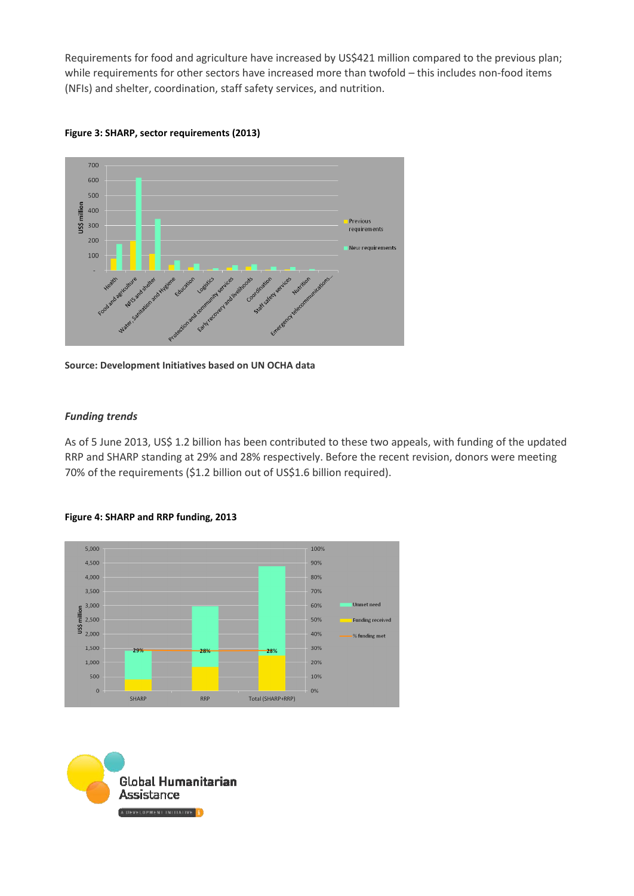Requirements for food and agriculture have increased by US$421 million compared to the previous plan; while requirements for other sectors have increased more than twofold – this includes non-food items (NFIs) and shelter, coordination, staff safety services, and nutrition.

**Figure 3: SHARP, sector requirements (2013)**

**Source: Development Initiatives based on UN OCHA data**

### *Funding trends*

As of 5 June 2013, US$ 1.2 billion has been contributed to these two appeals, with funding of the updated RRP and SHARP standing at 29% and 28% respectively. Before the recent revision, donors were meeting 70% of the requirements ($1.2 billion out of US$1.6 billion required).

**Figure 4: SHARP and RRP funding, 2013**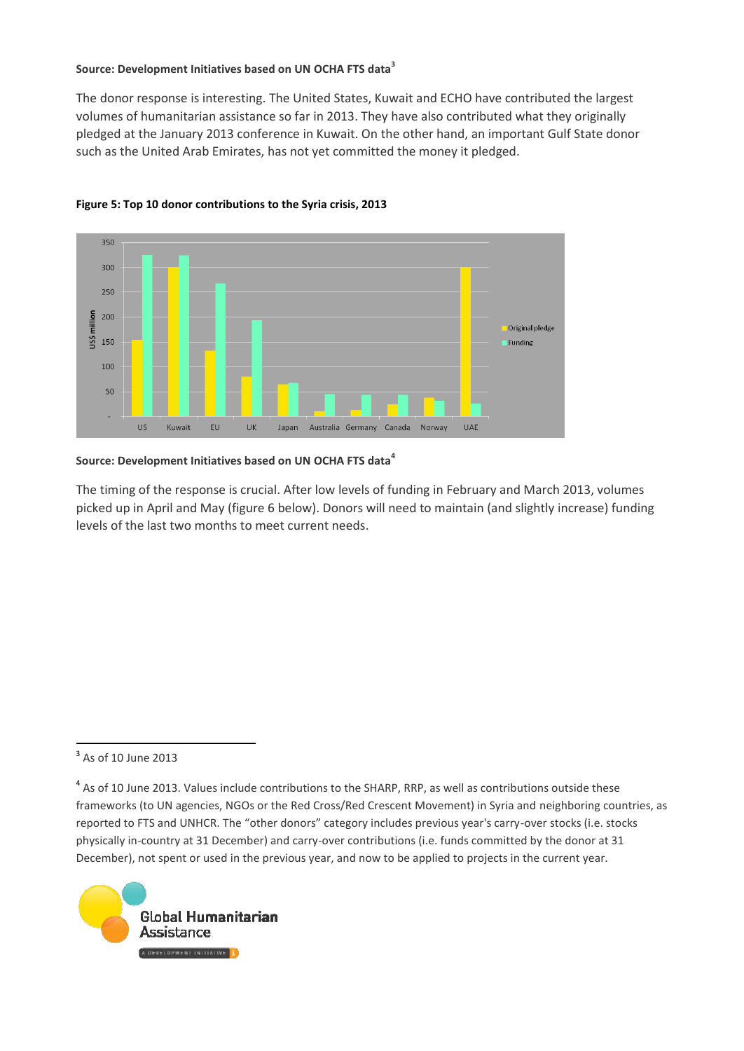**Source: Development Initiatives based on UN OCHA FTS data**[3]

The donor response is interesting. The United States, Kuwait and ECHO have contributed the largest volumes of humanitarian assistance so far in 2013. They have also contributed what they originally pledged at the January 2013 conference in Kuwait. On the other hand, an important Gulf State donor such as the United Arab Emirates, has not yet committed the money it pledged.

**Figure 5: Top 10 donor contributions to the Syria crisis, 2013**

**Source: Development Initiatives based on UN OCHA FTS data**[4]

The timing of the response is crucial. After low levels of funding in February and March 2013, volumes picked up in April and May (figure 6 below). Donors will need to maintain (and slightly increase) funding levels of the last two months to meet current needs.

---

[3] As of 10 June 2013

[4] As of 10 June 2013. Values include contributions to the SHARP, RRP, as well as contributions outside these frameworks (to UN agencies, NGOs or the Red Cross/Red Crescent Movement) in Syria and neighboring countries, as reported to FTS and UNHCR. The "other donors" category includes previous year's carry-over stocks (i.e. stocks physically in-country at 31 December) and carry-over contributions (i.e. funds committed by the donor at 31 December), not spent or used in the previous year, and now to be applied to projects in the current year.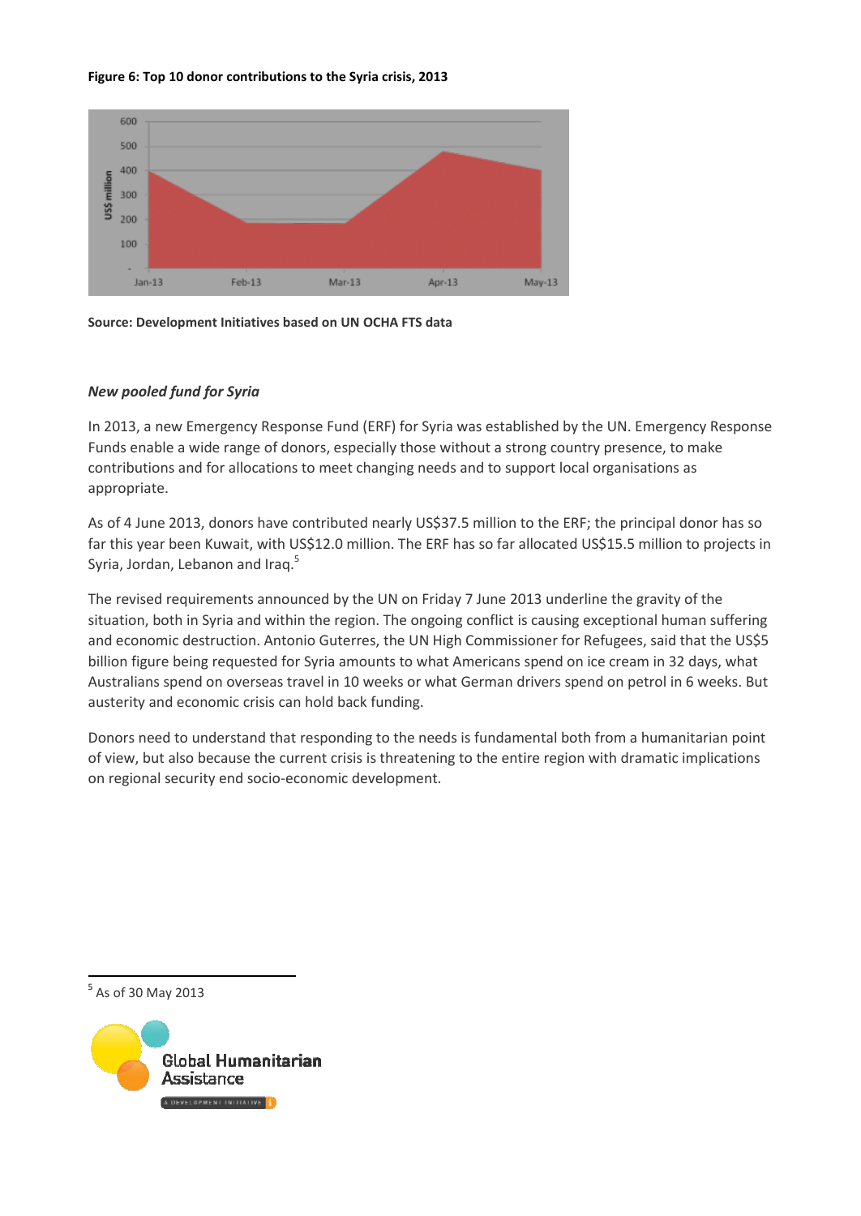**Figure 6: Top 10 donor contributions to the Syria crisis, 2013**

US$ million

600
500
400
300
200
100
-

Jan-13 Feb-13 Mar-13 Apr-13 May-13

**Source: Development Initiatives based on UN OCHA FTS data**

### *New pooled fund for Syria*

In 2013, a new Emergency Response Fund (ERF) for Syria was established by the UN. Emergency Response Funds enable a wide range of donors, especially those without a strong country presence, to make contributions and for allocations to meet changing needs and to support local organisations as appropriate.

As of 4 June 2013, donors have contributed nearly US$37.5 million to the ERF; the principal donor has so far this year been Kuwait, with US$12.0 million. The ERF has so far allocated US$15.5 million to projects in Syria, Jordan, Lebanon and Iraq.[5]

The revised requirements announced by the UN on Friday 7 June 2013 underline the gravity of the situation, both in Syria and within the region. The ongoing conflict is causing exceptional human suffering and economic destruction. Antonio Guterres, the UN High Commissioner for Refugees, said that the US$5 billion figure being requested for Syria amounts to what Americans spend on ice cream in 32 days, what Australians spend on overseas travel in 10 weeks or what German drivers spend on petrol in 6 weeks. But austerity and economic crisis can hold back funding.

Donors need to understand that responding to the needs is fundamental both from a humanitarian point of view, but also because the current crisis is threatening to the entire region with dramatic implications on regional security end socio-economic development.

---

[5] As of 30 May 2013